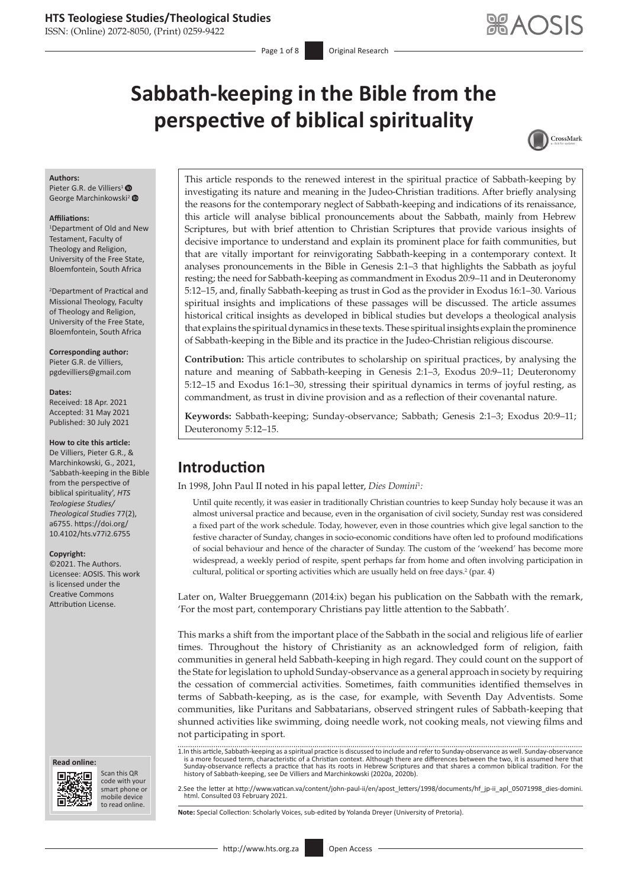# Sabbath-keeping in the Bible from the perspective of biblical spirituality

**Authors:**
Pieter G.R. de Villiers[1]
George Marchinkowski[2]

**Affiliations:**
[1]Department of Old and New Testament, Faculty of Theology and Religion, University of the Free State, Bloemfontein, South Africa

[2]Department of Practical and Missional Theology, Faculty of Theology and Religion, University of the Free State, Bloemfontein, South Africa

**Corresponding author:**
Pieter G.R. de Villiers,
pgdevilliers@gmail.com

**Dates:**
Received: 18 Apr. 2021
Accepted: 31 May 2021
Published: 30 July 2021

**How to cite this article:**
De Villiers, Pieter G.R., & Marchinkowski, G., 2021, 'Sabbath-keeping in the Bible from the perspective of biblical spirituality', *HTS Teologiese Studies/ Theological Studies* 77(2), a6755. https://doi.org/10.4102/hts.v77i2.6755

**Copyright:**
©2021. The Authors. Licensee: AOSIS. This work is licensed under the Creative Commons Attribution License.

This article responds to the renewed interest in the spiritual practice of Sabbath-keeping by investigating its nature and meaning in the Judeo-Christian traditions. After briefly analysing the reasons for the contemporary neglect of Sabbath-keeping and indications of its renaissance, this article will analyse biblical pronouncements about the Sabbath, mainly from Hebrew Scriptures, but with brief attention to Christian Scriptures that provide various insights of decisive importance to understand and explain its prominent place for faith communities, but that are vitally important for reinvigorating Sabbath-keeping in a contemporary context. It analyses pronouncements in the Bible in Genesis 2:1–3 that highlights the Sabbath as joyful resting; the need for Sabbath-keeping as commandment in Exodus 20:9–11 and in Deuteronomy 5:12–15, and, finally Sabbath-keeping as trust in God as the provider in Exodus 16:1–30. Various spiritual insights and implications of these passages will be discussed. The article assumes historical critical insights as developed in biblical studies but develops a theological analysis that explains the spiritual dynamics in these texts. These spiritual insights explain the prominence of Sabbath-keeping in the Bible and its practice in the Judeo-Christian religious discourse.

**Contribution:** This article contributes to scholarship on spiritual practices, by analysing the nature and meaning of Sabbath-keeping in Genesis 2:1–3, Exodus 20:9–11; Deuteronomy 5:12–15 and Exodus 16:1–30, stressing their spiritual dynamics in terms of joyful resting, as commandment, as trust in divine provision and as a reflection of their covenantal nature.

**Keywords:** Sabbath-keeping; Sunday-observance; Sabbath; Genesis 2:1–3; Exodus 20:9–11; Deuteronomy 5:12–15.

## Introduction

In 1998, John Paul II noted in his papal letter, *Dies Domini*[1]:

> Until quite recently, it was easier in traditionally Christian countries to keep Sunday holy because it was an almost universal practice and because, even in the organisation of civil society, Sunday rest was considered a fixed part of the work schedule. Today, however, even in those countries which give legal sanction to the festive character of Sunday, changes in socio-economic conditions have often led to profound modifications of social behaviour and hence of the character of Sunday. The custom of the 'weekend' has become more widespread, a weekly period of respite, spent perhaps far from home and often involving participation in cultural, political or sporting activities which are usually held on free days.[2] (par. 4)

Later on, Walter Brueggemann (2014:ix) began his publication on the Sabbath with the remark, 'For the most part, contemporary Christians pay little attention to the Sabbath'.

This marks a shift from the important place of the Sabbath in the social and religious life of earlier times. Throughout the history of Christianity as an acknowledged form of religion, faith communities in general held Sabbath-keeping in high regard. They could count on the support of the State for legislation to uphold Sunday-observance as a general approach in society by requiring the cessation of commercial activities. Sometimes, faith communities identified themselves in terms of Sabbath-keeping, as is the case, for example, with Seventh Day Adventists. Some communities, like Puritans and Sabbatarians, observed stringent rules of Sabbath-keeping that shunned activities like swimming, doing needle work, not cooking meals, not viewing films and not participating in sport.

1. In this article, Sabbath-keeping as a spiritual practice is discussed to include and refer to Sunday-observance as well. Sunday-observance is a more focused term, characteristic of a Christian context. Although there are differences between the two, it is assumed here that Sunday-observance reflects a practice that has its roots in Hebrew Scriptures and that shares a common biblical tradition. For the history of Sabbath-keeping, see De Villiers and Marchinkowski (2020a, 2020b).

2. See the letter at http://www.vatican.va/content/john-paul-ii/en/apost_letters/1998/documents/hf_jp-ii_apl_05071998_dies-domini.html. Consulted 03 February 2021.

**Note:** Special Collection: Scholarly Voices, sub-edited by Yolanda Dreyer (University of Pretoria).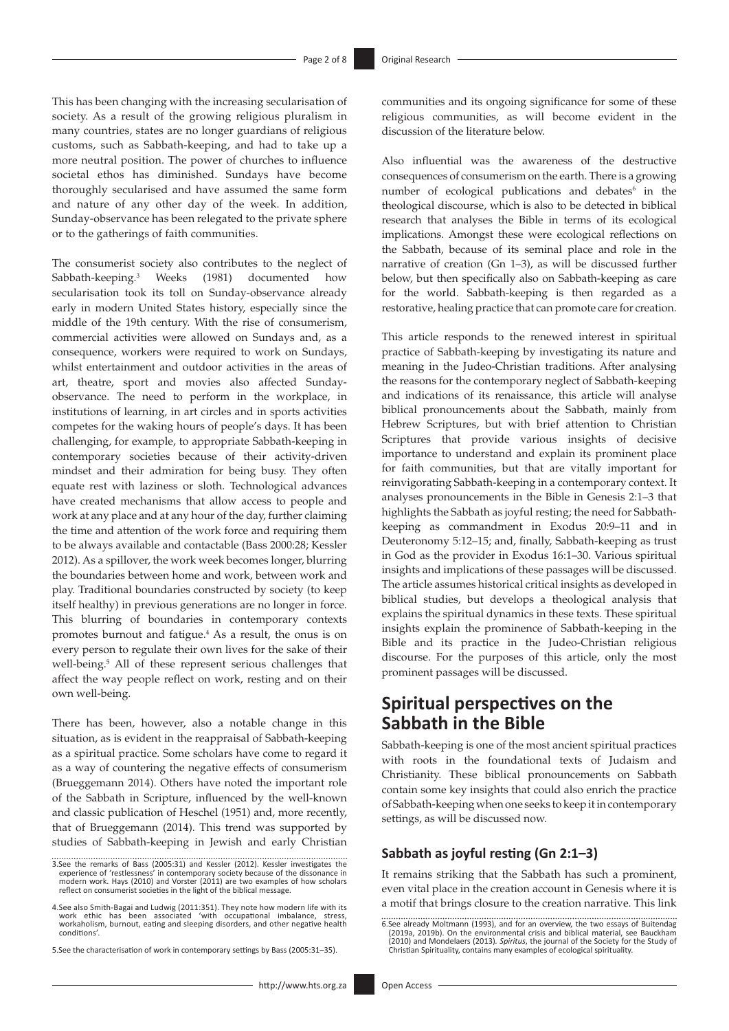This has been changing with the increasing secularisation of society. As a result of the growing religious pluralism in many countries, states are no longer guardians of religious customs, such as Sabbath-keeping, and had to take up a more neutral position. The power of churches to influence societal ethos has diminished. Sundays have become thoroughly secularised and have assumed the same form and nature of any other day of the week. In addition, Sunday-observance has been relegated to the private sphere or to the gatherings of faith communities.

The consumerist society also contributes to the neglect of Sabbath-keeping.[3] Weeks (1981) documented how secularisation took its toll on Sunday-observance already early in modern United States history, especially since the middle of the 19th century. With the rise of consumerism, commercial activities were allowed on Sundays and, as a consequence, workers were required to work on Sundays, whilst entertainment and outdoor activities in the areas of art, theatre, sport and movies also affected Sunday-observance. The need to perform in the workplace, in institutions of learning, in art circles and in sports activities competes for the waking hours of people's days. It has been challenging, for example, to appropriate Sabbath-keeping in contemporary societies because of their activity-driven mindset and their admiration for being busy. They often equate rest with laziness or sloth. Technological advances have created mechanisms that allow access to people and work at any place and at any hour of the day, further claiming the time and attention of the work force and requiring them to be always available and contactable (Bass 2000:28; Kessler 2012). As a spillover, the work week becomes longer, blurring the boundaries between home and work, between work and play. Traditional boundaries constructed by society (to keep itself healthy) in previous generations are no longer in force. This blurring of boundaries in contemporary contexts promotes burnout and fatigue.[4] As a result, the onus is on every person to regulate their own lives for the sake of their well-being.[5] All of these represent serious challenges that affect the way people reflect on work, resting and on their own well-being.

There has been, however, also a notable change in this situation, as is evident in the reappraisal of Sabbath-keeping as a spiritual practice. Some scholars have come to regard it as a way of countering the negative effects of consumerism (Brueggemann 2014). Others have noted the important role of the Sabbath in Scripture, influenced by the well-known and classic publication of Heschel (1951) and, more recently, that of Brueggemann (2014). This trend was supported by studies of Sabbath-keeping in Jewish and early Christian communities and its ongoing significance for some of these religious communities, as will become evident in the discussion of the literature below.

Also influential was the awareness of the destructive consequences of consumerism on the earth. There is a growing number of ecological publications and debates[6] in the theological discourse, which is also to be detected in biblical research that analyses the Bible in terms of its ecological implications. Amongst these were ecological reflections on the Sabbath, because of its seminal place and role in the narrative of creation (Gn 1–3), as will be discussed further below, but then specifically also on Sabbath-keeping as care for the world. Sabbath-keeping is then regarded as a restorative, healing practice that can promote care for creation.

This article responds to the renewed interest in spiritual practice of Sabbath-keeping by investigating its nature and meaning in the Judeo-Christian traditions. After analysing the reasons for the contemporary neglect of Sabbath-keeping and indications of its renaissance, this article will analyse biblical pronouncements about the Sabbath, mainly from Hebrew Scriptures, but with brief attention to Christian Scriptures that provide various insights of decisive importance to understand and explain its prominent place for faith communities, but that are vitally important for reinvigorating Sabbath-keeping in a contemporary context. It analyses pronouncements in the Bible in Genesis 2:1–3 that highlights the Sabbath as joyful resting; the need for Sabbath-keeping as commandment in Exodus 20:9–11 and in Deuteronomy 5:12–15; and, finally, Sabbath-keeping as trust in God as the provider in Exodus 16:1–30. Various spiritual insights and implications of these passages will be discussed. The article assumes historical critical insights as developed in biblical studies, but develops a theological analysis that explains the spiritual dynamics in these texts. These spiritual insights explain the prominence of Sabbath-keeping in the Bible and its practice in the Judeo-Christian religious discourse. For the purposes of this article, only the most prominent passages will be discussed.

## Spiritual perspectives on the Sabbath in the Bible

Sabbath-keeping is one of the most ancient spiritual practices with roots in the foundational texts of Judaism and Christianity. These biblical pronouncements on Sabbath contain some key insights that could also enrich the practice of Sabbath-keeping when one seeks to keep it in contemporary settings, as will be discussed now.

### Sabbath as joyful resting (Gn 2:1–3)

It remains striking that the Sabbath has such a prominent, even vital place in the creation account in Genesis where it is a motif that brings closure to the creation narrative. This link

---

3. See the remarks of Bass (2005:31) and Kessler (2012). Kessler investigates the experience of 'restlessness' in contemporary society because of the dissonance in modern work. Hays (2010) and Vorster (2011) are two examples of how scholars reflect on consumerist societies in the light of the biblical message.

4. See also Smith-Bagai and Ludwig (2011:351). They note how modern life with its work ethic has been associated 'with occupational imbalance, stress, workaholism, burnout, eating and sleeping disorders, and other negative health conditions'.

5. See the characterisation of work in contemporary settings by Bass (2005:31–35).

6. See already Moltmann (1993), and for an overview, the two essays of Buitendag (2019a, 2019b). On the environmental crisis and biblical material, see Bauckham (2010) and Mondelaers (2013). *Spiritus*, the journal of the Society for the Study of Christian Spirituality, contains many examples of ecological spirituality.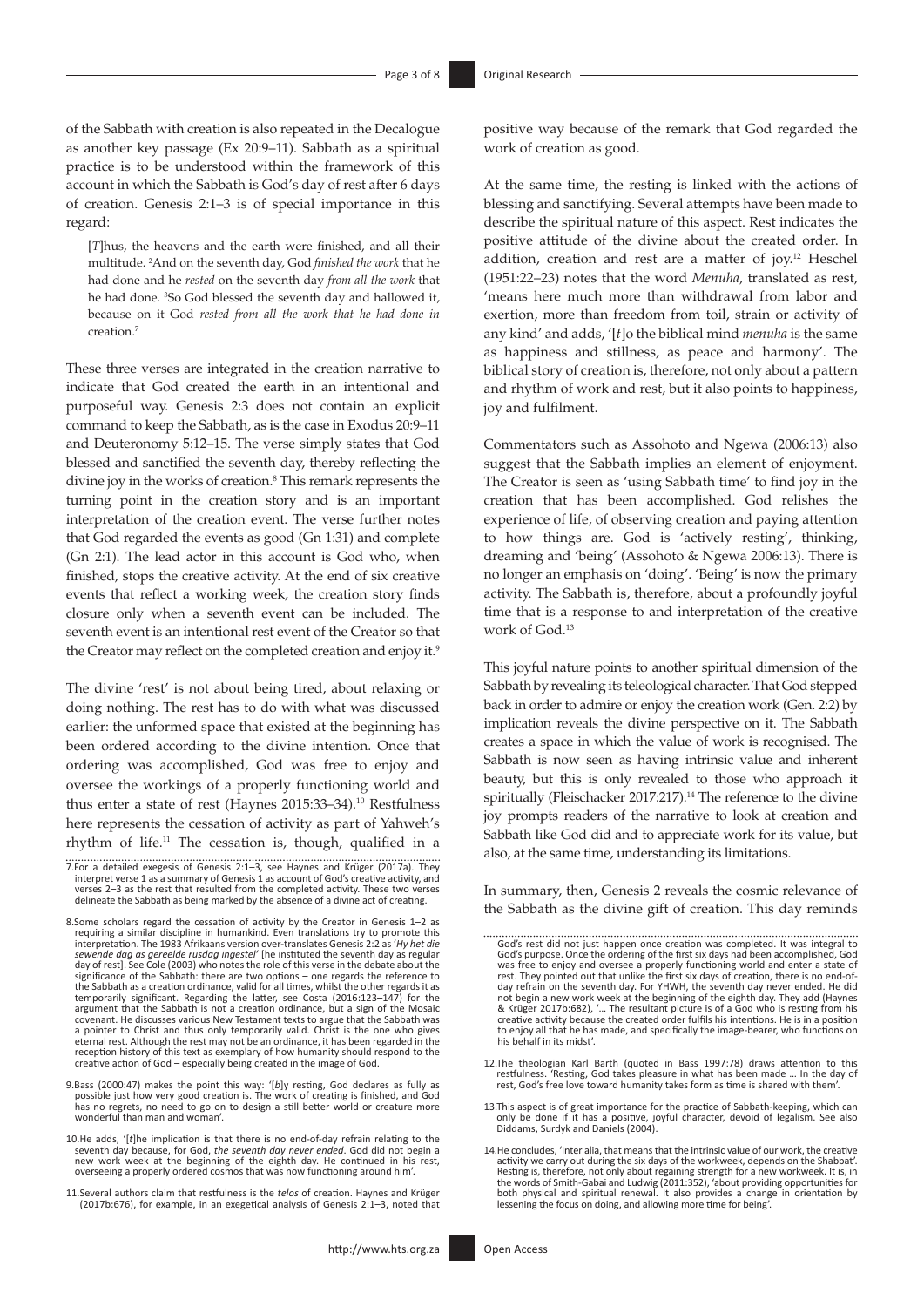of the Sabbath with creation is also repeated in the Decalogue as another key passage (Ex 20:9–11). Sabbath as a spiritual practice is to be understood within the framework of this account in which the Sabbath is God's day of rest after 6 days of creation. Genesis 2:1–3 is of special importance in this regard:

> [*T*]hus, the heavens and the earth were finished, and all their multitude. [2]And on the seventh day, God *finished the work* that he had done and he *rested* on the seventh day *from all the work* that he had done. [3]So God blessed the seventh day and hallowed it, because on it God *rested from all the work that he had done in* creation.[7]

These three verses are integrated in the creation narrative to indicate that God created the earth in an intentional and purposeful way. Genesis 2:3 does not contain an explicit command to keep the Sabbath, as is the case in Exodus 20:9–11 and Deuteronomy 5:12–15. The verse simply states that God blessed and sanctified the seventh day, thereby reflecting the divine joy in the works of creation.[8] This remark represents the turning point in the creation story and is an important interpretation of the creation event. The verse further notes that God regarded the events as good (Gn 1:31) and complete (Gn 2:1). The lead actor in this account is God who, when finished, stops the creative activity. At the end of six creative events that reflect a working week, the creation story finds closure only when a seventh event can be included. The seventh event is an intentional rest event of the Creator so that the Creator may reflect on the completed creation and enjoy it.[9]

The divine 'rest' is not about being tired, about relaxing or doing nothing. The rest has to do with what was discussed earlier: the unformed space that existed at the beginning has been ordered according to the divine intention. Once that ordering was accomplished, God was free to enjoy and oversee the workings of a properly functioning world and thus enter a state of rest (Haynes 2015:33–34).[10] Restfulness here represents the cessation of activity as part of Yahweh's rhythm of life.[11] The cessation is, though, qualified in a positive way because of the remark that God regarded the work of creation as good.

At the same time, the resting is linked with the actions of blessing and sanctifying. Several attempts have been made to describe the spiritual nature of this aspect. Rest indicates the positive attitude of the divine about the created order. In addition, creation and rest are a matter of joy.[12] Heschel (1951:22–23) notes that the word *Menuha*, translated as rest, 'means here much more than withdrawal from labor and exertion, more than freedom from toil, strain or activity of any kind' and adds, '[*t*]o the biblical mind *menuha* is the same as happiness and stillness, as peace and harmony'. The biblical story of creation is, therefore, not only about a pattern and rhythm of work and rest, but it also points to happiness, joy and fulfilment.

Commentators such as Assohoto and Ngewa (2006:13) also suggest that the Sabbath implies an element of enjoyment. The Creator is seen as 'using Sabbath time' to find joy in the creation that has been accomplished. God relishes the experience of life, of observing creation and paying attention to how things are. God is 'actively resting', thinking, dreaming and 'being' (Assohoto & Ngewa 2006:13). There is no longer an emphasis on 'doing'. 'Being' is now the primary activity. The Sabbath is, therefore, about a profoundly joyful time that is a response to and interpretation of the creative work of God.[13]

This joyful nature points to another spiritual dimension of the Sabbath by revealing its teleological character. That God stepped back in order to admire or enjoy the creation work (Gen. 2:2) by implication reveals the divine perspective on it. The Sabbath creates a space in which the value of work is recognised. The Sabbath is now seen as having intrinsic value and inherent beauty, but this is only revealed to those who approach it spiritually (Fleischacker 2017:217).[14] The reference to the divine joy prompts readers of the narrative to look at creation and Sabbath like God did and to appreciate work for its value, but also, at the same time, understanding its limitations.

In summary, then, Genesis 2 reveals the cosmic relevance of the Sabbath as the divine gift of creation. This day reminds

---

7. For a detailed exegesis of Genesis 2:1–3, see Haynes and Krüger (2017a). They interpret verse 1 as a summary of Genesis 1 as account of God's creative activity, and verses 2–3 as the rest that resulted from the completed activity. These two verses delineate the Sabbath as being marked by the absence of a divine act of creating.

8. Some scholars regard the cessation of activity by the Creator in Genesis 1–2 as requiring a similar discipline in humankind. Even translations try to promote this interpretation. The 1983 Afrikaans version over-translates Genesis 2:2 as '*Hy het die sewende dag as gereelde rusdag ingestel*' [he instituted the seventh day as regular day of rest]. See Cole (2003) who notes the role of this verse in the debate about the significance of the Sabbath: there are two options – one regards the reference to the Sabbath as a creation ordinance, valid for all times, whilst the other regards it as temporarily significant. Regarding the latter, see Costa (2016:123–147) for the argument that the Sabbath is not a creation ordinance, but a sign of the Mosaic covenant. He discusses various New Testament texts to argue that the Sabbath was a pointer to Christ and thus only temporarily valid. Christ is the one who gives eternal rest. Although the rest may not be an ordinance, it has been regarded in the reception history of this text as exemplary of how humanity should respond to the creative action of God – especially being created in the image of God.

9. Bass (2000:47) makes the point this way: '[*b*]y resting, God declares as fully as possible just how very good creation is. The work of creating is finished, and God has no regrets, no need to go on to design a still better world or creature more wonderful than man and woman'.

10. He adds, '[*t*]he implication is that there is no end-of-day refrain relating to the seventh day because, for God, *the seventh day never ended*. God did not begin a new work week at the beginning of the eighth day. He continued in his rest, overseeing a properly ordered cosmos that was now functioning around him'.

11. Several authors claim that restfulness is the *telos* of creation. Haynes and Krüger (2017b:676), for example, in an exegetical analysis of Genesis 2:1–3, noted that God's rest did not just happen once creation was completed. It was integral to God's purpose. Once the ordering of the first six days had been accomplished, God was free to enjoy and oversee a properly functioning world and enter a state of rest. They pointed out that unlike the first six days of creation, there is no end-of-day refrain on the seventh day. For YHWH, the seventh day never ended. He did not begin a new work week at the beginning of the eighth day. They add (Haynes & Krüger 2017b:682), '… The resultant picture is of a God who is resting from his creative activity because the created order fulfils his intentions. He is in a position to enjoy all that he has made, and specifically the image-bearer, who functions on his behalf in its midst'.

12. The theologian Karl Barth (quoted in Bass 1997:78) draws attention to this restfulness. 'Resting, God takes pleasure in what has been made … In the day of rest, God's free love toward humanity takes form as time is shared with them'.

13. This aspect is of great importance for the practice of Sabbath-keeping, which can only be done if it has a positive, joyful character, devoid of legalism. See also Diddams, Surdyk and Daniels (2004).

14. He concludes, 'Inter alia, that means that the intrinsic value of our work, the creative activity we carry out during the six days of the workweek, depends on the Shabbat'. Resting is, therefore, not only about regaining strength for a new workweek. It is, in the words of Smith-Gabai and Ludwig (2011:352), 'about providing opportunities for both physical and spiritual renewal. It also provides a change in orientation by lessening the focus on doing, and allowing more time for being'.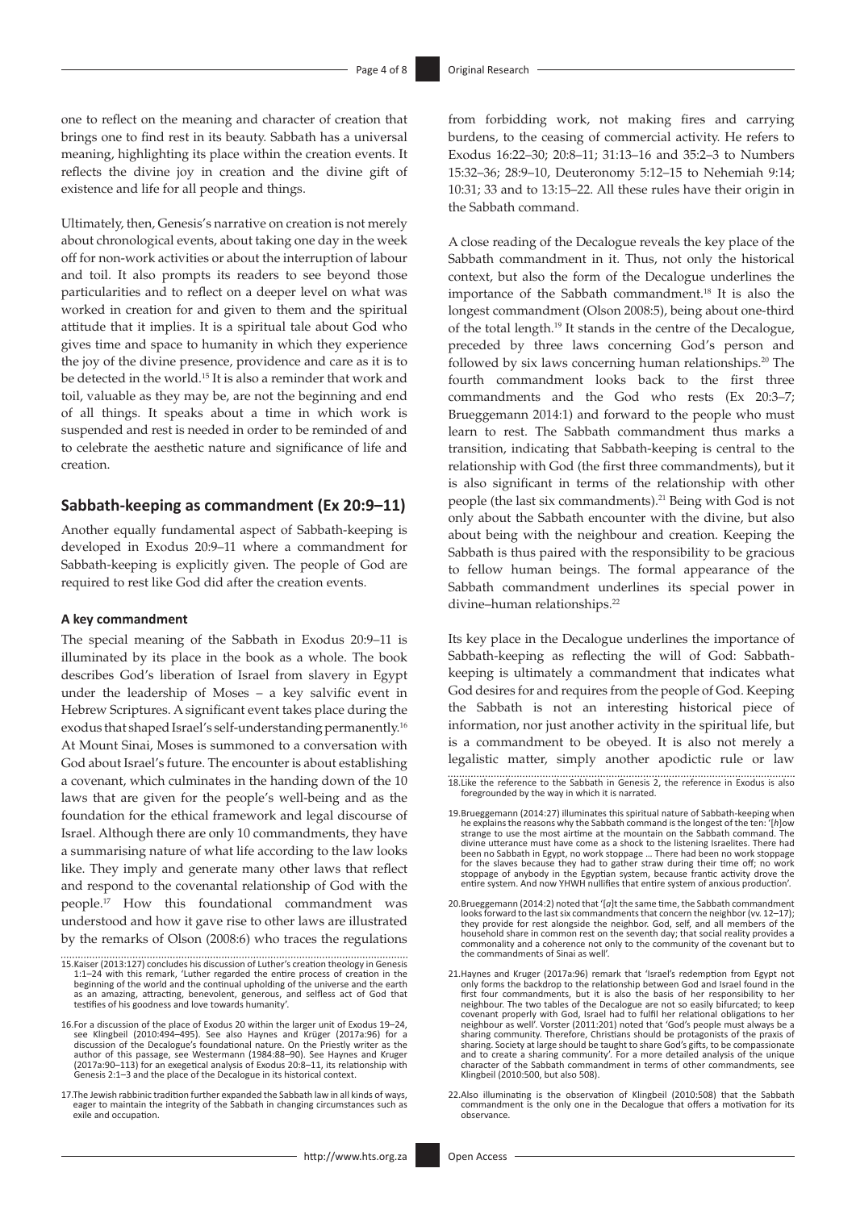one to reflect on the meaning and character of creation that brings one to find rest in its beauty. Sabbath has a universal meaning, highlighting its place within the creation events. It reflects the divine joy in creation and the divine gift of existence and life for all people and things.

Ultimately, then, Genesis's narrative on creation is not merely about chronological events, about taking one day in the week off for non-work activities or about the interruption of labour and toil. It also prompts its readers to see beyond those particularities and to reflect on a deeper level on what was worked in creation for and given to them and the spiritual attitude that it implies. It is a spiritual tale about God who gives time and space to humanity in which they experience the joy of the divine presence, providence and care as it is to be detected in the world.[15] It is also a reminder that work and toil, valuable as they may be, are not the beginning and end of all things. It speaks about a time in which work is suspended and rest is needed in order to be reminded of and to celebrate the aesthetic nature and significance of life and creation.

## Sabbath-keeping as commandment (Ex 20:9–11)

Another equally fundamental aspect of Sabbath-keeping is developed in Exodus 20:9–11 where a commandment for Sabbath-keeping is explicitly given. The people of God are required to rest like God did after the creation events.

### A key commandment

The special meaning of the Sabbath in Exodus 20:9–11 is illuminated by its place in the book as a whole. The book describes God's liberation of Israel from slavery in Egypt under the leadership of Moses – a key salvific event in Hebrew Scriptures. A significant event takes place during the exodus that shaped Israel's self-understanding permanently.[16] At Mount Sinai, Moses is summoned to a conversation with God about Israel's future. The encounter is about establishing a covenant, which culminates in the handing down of the 10 laws that are given for the people's well-being and as the foundation for the ethical framework and legal discourse of Israel. Although there are only 10 commandments, they have a summarising nature of what life according to the law looks like. They imply and generate many other laws that reflect and respond to the covenantal relationship of God with the people.[17] How this foundational commandment was understood and how it gave rise to other laws are illustrated by the remarks of Olson (2008:6) who traces the regulations from forbidding work, not making fires and carrying burdens, to the ceasing of commercial activity. He refers to Exodus 16:22–30; 20:8–11; 31:13–16 and 35:2–3 to Numbers 15:32–36; 28:9–10, Deuteronomy 5:12–15 to Nehemiah 9:14; 10:31; 33 and to 13:15–22. All these rules have their origin in the Sabbath command.

A close reading of the Decalogue reveals the key place of the Sabbath commandment in it. Thus, not only the historical context, but also the form of the Decalogue underlines the importance of the Sabbath commandment.[18] It is also the longest commandment (Olson 2008:5), being about one-third of the total length.[19] It stands in the centre of the Decalogue, preceded by three laws concerning God's person and followed by six laws concerning human relationships.[20] The fourth commandment looks back to the first three commandments and the God who rests (Ex 20:3–7; Brueggemann 2014:1) and forward to the people who must learn to rest. The Sabbath commandment thus marks a transition, indicating that Sabbath-keeping is central to the relationship with God (the first three commandments), but it is also significant in terms of the relationship with other people (the last six commandments).[21] Being with God is not only about the Sabbath encounter with the divine, but also about being with the neighbour and creation. Keeping the Sabbath is thus paired with the responsibility to be gracious to fellow human beings. The formal appearance of the Sabbath commandment underlines its special power in divine–human relationships.[22]

Its key place in the Decalogue underlines the importance of Sabbath-keeping as reflecting the will of God: Sabbath-keeping is ultimately a commandment that indicates what God desires for and requires from the people of God. Keeping the Sabbath is not an interesting historical piece of information, nor just another activity in the spiritual life, but is a commandment to be obeyed. It is also not merely a legalistic matter, simply another apodictic rule or law

15. Kaiser (2013:127) concludes his discussion of Luther's creation theology in Genesis 1:1–24 with this remark, 'Luther regarded the entire process of creation in the beginning of the world and the continual upholding of the universe and the earth as an amazing, attracting, benevolent, generous, and selfless act of God that testifies of his goodness and love towards humanity'.

16. For a discussion of the place of Exodus 20 within the larger unit of Exodus 19–24, see Klingbeil (2010:494–495). See also Haynes and Krüger (2017a:96) for a discussion of the Decalogue's foundational nature. On the Priestly writer as the author of this passage, see Westermann (1984:88–90). See Haynes and Kruger (2017a:90–113) for an exegetical analysis of Exodus 20:8–11, its relationship with Genesis 2:1–3 and the place of the Decalogue in its historical context.

17. The Jewish rabbinic tradition further expanded the Sabbath law in all kinds of ways, eager to maintain the integrity of the Sabbath in changing circumstances such as exile and occupation.

18. Like the reference to the Sabbath in Genesis 2, the reference in Exodus is also foregrounded by the way in which it is narrated.

19. Brueggemann (2014:27) illuminates this spiritual nature of Sabbath-keeping when he explains the reasons why the Sabbath command is the longest of the ten: '[*h*]ow strange to use the most airtime at the mountain on the Sabbath command. The divine utterance must have come as a shock to the listening Israelites. There had been no Sabbath in Egypt, no work stoppage … There had been no work stoppage for the slaves because they had to gather straw during their time off; no work stoppage of anybody in the Egyptian system, because frantic activity drove the entire system. And now YHWH nullifies that entire system of anxious production'.

20. Brueggemann (2014:2) noted that '[*a*]t the same time, the Sabbath commandment looks forward to the last six commandments that concern the neighbor (vv. 12–17); they provide for rest alongside the neighbor. God, self, and all members of the household share in common rest on the seventh day; that social reality provides a commonality and a coherence not only to the community of the covenant but to the commandments of Sinai as well'.

21. Haynes and Kruger (2017a:96) remark that 'Israel's redemption from Egypt not only forms the backdrop to the relationship between God and Israel found in the first four commandments, but it is also the basis of her responsibility to her neighbour. The two tables of the Decalogue are not so easily bifurcated; to keep covenant properly with God, Israel had to fulfil her relational obligations to her neighbour as well'. Vorster (2011:201) noted that 'God's people must always be a sharing community. Therefore, Christians should be protagonists of the praxis of sharing. Society at large should be taught to share God's gifts, to be compassionate and to create a sharing community'. For a more detailed analysis of the unique character of the Sabbath commandment in terms of other commandments, see Klingbeil (2010:500, but also 508).

22. Also illuminating is the observation of Klingbeil (2010:508) that the Sabbath commandment is the only one in the Decalogue that offers a motivation for its observance.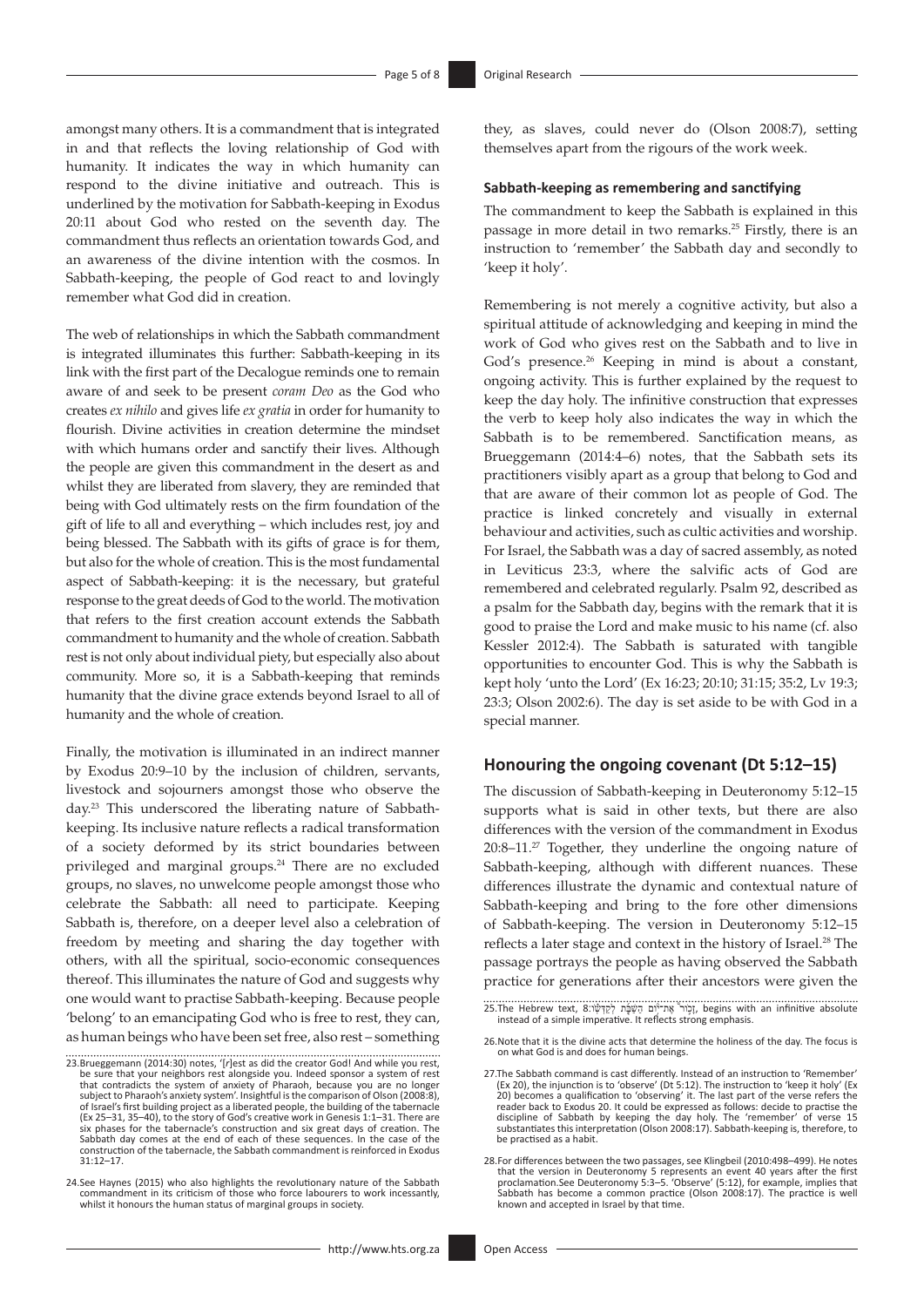amongst many others. It is a commandment that is integrated in and that reflects the loving relationship of God with humanity. It indicates the way in which humanity can respond to the divine initiative and outreach. This is underlined by the motivation for Sabbath-keeping in Exodus 20:11 about God who rested on the seventh day. The commandment thus reflects an orientation towards God, and an awareness of the divine intention with the cosmos. In Sabbath-keeping, the people of God react to and lovingly remember what God did in creation.

The web of relationships in which the Sabbath commandment is integrated illuminates this further: Sabbath-keeping in its link with the first part of the Decalogue reminds one to remain aware of and seek to be present *coram Deo* as the God who creates *ex nihilo* and gives life *ex gratia* in order for humanity to flourish. Divine activities in creation determine the mindset with which humans order and sanctify their lives. Although the people are given this commandment in the desert as and whilst they are liberated from slavery, they are reminded that being with God ultimately rests on the firm foundation of the gift of life to all and everything – which includes rest, joy and being blessed. The Sabbath with its gifts of grace is for them, but also for the whole of creation. This is the most fundamental aspect of Sabbath-keeping: it is the necessary, but grateful response to the great deeds of God to the world. The motivation that refers to the first creation account extends the Sabbath commandment to humanity and the whole of creation. Sabbath rest is not only about individual piety, but especially also about community. More so, it is a Sabbath-keeping that reminds humanity that the divine grace extends beyond Israel to all of humanity and the whole of creation.

Finally, the motivation is illuminated in an indirect manner by Exodus 20:9–10 by the inclusion of children, servants, livestock and sojourners amongst those who observe the day.[23] This underscored the liberating nature of Sabbath-keeping. Its inclusive nature reflects a radical transformation of a society deformed by its strict boundaries between privileged and marginal groups.[24] There are no excluded groups, no slaves, no unwelcome people amongst those who celebrate the Sabbath: all need to participate. Keeping Sabbath is, therefore, on a deeper level also a celebration of freedom by meeting and sharing the day together with others, with all the spiritual, socio-economic consequences thereof. This illuminates the nature of God and suggests why one would want to practise Sabbath-keeping. Because people 'belong' to an emancipating God who is free to rest, they can, as human beings who have been set free, also rest – something they, as slaves, could never do (Olson 2008:7), setting themselves apart from the rigours of the work week.

#### Sabbath-keeping as remembering and sanctifying

The commandment to keep the Sabbath is explained in this passage in more detail in two remarks.[25] Firstly, there is an instruction to 'remember' the Sabbath day and secondly to 'keep it holy'.

Remembering is not merely a cognitive activity, but also a spiritual attitude of acknowledging and keeping in mind the work of God who gives rest on the Sabbath and to live in God's presence.[26] Keeping in mind is about a constant, ongoing activity. This is further explained by the request to keep the day holy. The infinitive construction that expresses the verb to keep holy also indicates the way in which the Sabbath is to be remembered. Sanctification means, as Brueggemann (2014:4–6) notes, that the Sabbath sets its practitioners visibly apart as a group that belong to God and that are aware of their common lot as people of God. The practice is linked concretely and visually in external behaviour and activities, such as cultic activities and worship. For Israel, the Sabbath was a day of sacred assembly, as noted in Leviticus 23:3, where the salvific acts of God are remembered and celebrated regularly. Psalm 92, described as a psalm for the Sabbath day, begins with the remark that it is good to praise the Lord and make music to his name (cf. also Kessler 2012:4). The Sabbath is saturated with tangible opportunities to encounter God. This is why the Sabbath is kept holy 'unto the Lord' (Ex 16:23; 20:10; 31:15; 35:2, Lv 19:3; 23:3; Olson 2002:6). The day is set aside to be with God in a special manner.

### Honouring the ongoing covenant (Dt 5:12–15)

The discussion of Sabbath-keeping in Deuteronomy 5:12–15 supports what is said in other texts, but there are also differences with the version of the commandment in Exodus 20:8–11.[27] Together, they underline the ongoing nature of Sabbath-keeping, although with different nuances. These differences illustrate the dynamic and contextual nature of Sabbath-keeping and bring to the fore other dimensions of Sabbath-keeping. The version in Deuteronomy 5:12–15 reflects a later stage and context in the history of Israel.[28] The passage portrays the people as having observed the Sabbath practice for generations after their ancestors were given the

23. Brueggemann (2014:30) notes, '[r]est as did the creator God! And while you rest, be sure that your neighbors rest alongside you. Indeed sponsor a system of rest that contradicts the system of anxiety of Pharaoh, because you are no longer subject to Pharaoh's anxiety system'. Insightful is the comparison of Olson (2008:8), of Israel's first building project as a liberated people, the building of the tabernacle (Ex 25–31, 35–40), to the story of God's creative work in Genesis 1:1–31. There are six phases for the tabernacle's construction and six great days of creation. The Sabbath day comes at the end of each of these sequences. In the case of the construction of the tabernacle, the Sabbath commandment is reinforced in Exodus 31:12–17.

24. See Haynes (2015) who also highlights the revolutionary nature of the Sabbath commandment in its criticism of those who force labourers to work incessantly, whilst it honours the human status of marginal groups in society.

25. The Hebrew text, 8:זָכוֹר אֶת־יוֹם הַשַּׁבָּת לְקַדְּשׁוֹ, begins with an infinitive absolute instead of a simple imperative. It reflects strong emphasis.

26. Note that it is the divine acts that determine the holiness of the day. The focus is on what God is and does for human beings.

27. The Sabbath command is cast differently. Instead of an instruction to 'Remember' (Ex 20), the injunction is to 'observe' (Dt 5:12). The instruction to 'keep it holy' (Ex 20) becomes a qualification to 'observing' it. The last part of the verse refers the reader back to Exodus 20. It could be expressed as follows: decide to practise the discipline of Sabbath by keeping the day holy. The 'remember' of verse 15 substantiates this interpretation (Olson 2008:17). Sabbath-keeping is, therefore, to be practised as a habit.

28. For differences between the two passages, see Klingbeil (2010:498–499). He notes that the version in Deuteronomy 5 represents an event 40 years after the first proclamation. See Deuteronomy 5:3–5. 'Observe' (5:12), for example, implies that Sabbath has become a common practice (Olson 2008:17). The practice is well known and accepted in Israel by that time.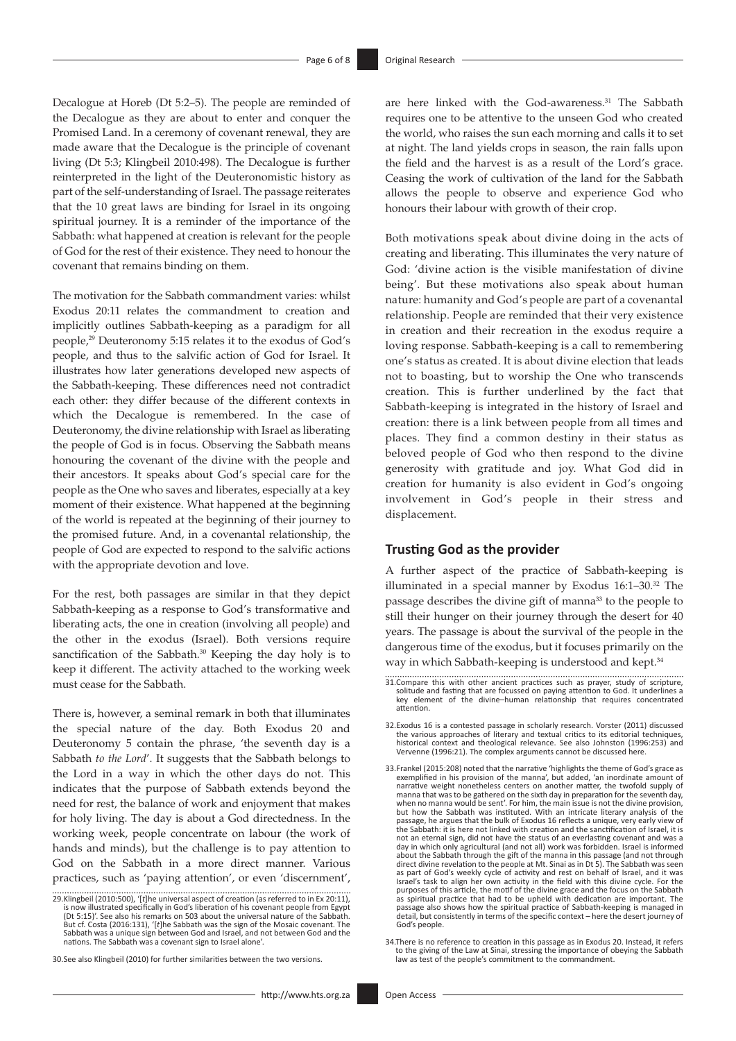Decalogue at Horeb (Dt 5:2–5). The people are reminded of the Decalogue as they are about to enter and conquer the Promised Land. In a ceremony of covenant renewal, they are made aware that the Decalogue is the principle of covenant living (Dt 5:3; Klingbeil 2010:498). The Decalogue is further reinterpreted in the light of the Deuteronomistic history as part of the self-understanding of Israel. The passage reiterates that the 10 great laws are binding for Israel in its ongoing spiritual journey. It is a reminder of the importance of the Sabbath: what happened at creation is relevant for the people of God for the rest of their existence. They need to honour the covenant that remains binding on them.

The motivation for the Sabbath commandment varies: whilst Exodus 20:11 relates the commandment to creation and implicitly outlines Sabbath-keeping as a paradigm for all people,[29] Deuteronomy 5:15 relates it to the exodus of God's people, and thus to the salvific action of God for Israel. It illustrates how later generations developed new aspects of the Sabbath-keeping. These differences need not contradict each other: they differ because of the different contexts in which the Decalogue is remembered. In the case of Deuteronomy, the divine relationship with Israel as liberating the people of God is in focus. Observing the Sabbath means honouring the covenant of the divine with the people and their ancestors. It speaks about God's special care for the people as the One who saves and liberates, especially at a key moment of their existence. What happened at the beginning of the world is repeated at the beginning of their journey to the promised future. And, in a covenantal relationship, the people of God are expected to respond to the salvific actions with the appropriate devotion and love.

For the rest, both passages are similar in that they depict Sabbath-keeping as a response to God's transformative and liberating acts, the one in creation (involving all people) and the other in the exodus (Israel). Both versions require sanctification of the Sabbath.[30] Keeping the day holy is to keep it different. The activity attached to the working week must cease for the Sabbath.

There is, however, a seminal remark in both that illuminates the special nature of the day. Both Exodus 20 and Deuteronomy 5 contain the phrase, 'the seventh day is a Sabbath *to the Lord*'. It suggests that the Sabbath belongs to the Lord in a way in which the other days do not. This indicates that the purpose of Sabbath extends beyond the need for rest, the balance of work and enjoyment that makes for holy living. The day is about a God directedness. In the working week, people concentrate on labour (the work of hands and minds), but the challenge is to pay attention to God on the Sabbath in a more direct manner. Various practices, such as 'paying attention', or even 'discernment', are here linked with the God-awareness.[31] The Sabbath requires one to be attentive to the unseen God who created the world, who raises the sun each morning and calls it to set at night. The land yields crops in season, the rain falls upon the field and the harvest is as a result of the Lord's grace. Ceasing the work of cultivation of the land for the Sabbath allows the people to observe and experience God who honours their labour with growth of their crop.

Both motivations speak about divine doing in the acts of creating and liberating. This illuminates the very nature of God: 'divine action is the visible manifestation of divine being'. But these motivations also speak about human nature: humanity and God's people are part of a covenantal relationship. People are reminded that their very existence in creation and their recreation in the exodus require a loving response. Sabbath-keeping is a call to remembering one's status as created. It is about divine election that leads not to boasting, but to worship the One who transcends creation. This is further underlined by the fact that Sabbath-keeping is integrated in the history of Israel and creation: there is a link between people from all times and places. They find a common destiny in their status as beloved people of God who then respond to the divine generosity with gratitude and joy. What God did in creation for humanity is also evident in God's ongoing involvement in God's people in their stress and displacement.

## Trusting God as the provider

A further aspect of the practice of Sabbath-keeping is illuminated in a special manner by Exodus 16:1–30.[32] The passage describes the divine gift of manna[33] to the people to still their hunger on their journey through the desert for 40 years. The passage is about the survival of the people in the dangerous time of the exodus, but it focuses primarily on the way in which Sabbath-keeping is understood and kept.[34]

29. Klingbeil (2010:500), '[*t*]he universal aspect of creation (as referred to in Ex 20:11), is now illustrated specifically in God's liberation of his covenant people from Egypt (Dt 5:15)'. See also his remarks on 503 about the universal nature of the Sabbath. But cf. Costa (2016:131), '[t]he Sabbath was the sign of the Mosaic covenant. The Sabbath was a unique sign between God and Israel, and not between God and the nations. The Sabbath was a covenant sign to Israel alone'.

30. See also Klingbeil (2010) for further similarities between the two versions.

31. Compare this with other ancient practices such as prayer, study of scripture, solitude and fasting that are focussed on paying attention to God. It underlines a key element of the divine–human relationship that requires concentrated attention.

32. Exodus 16 is a contested passage in scholarly research. Vorster (2011) discussed the various approaches of literary and textual critics to its editorial techniques, historical context and theological relevance. See also Johnston (1996:253) and Vervenne (1996:21). The complex arguments cannot be discussed here.

33. Frankel (2015:208) noted that the narrative 'highlights the theme of God's grace as exemplified in his provision of the manna', but added, 'an inordinate amount of narrative weight nonetheless centers on another matter, the twofold supply of manna that was to be gathered on the sixth day in preparation for the seventh day, when no manna would be sent'. For him, the main issue is not the divine provision, but how the Sabbath was instituted. With an intricate literary analysis of the passage, he argues that the bulk of Exodus 16 reflects a unique, very early view of the Sabbath: it is here not linked with creation and the sanctification of Israel, it is not an eternal sign, did not have the status of an everlasting covenant and was a day in which only agricultural (and not all) work was forbidden. Israel is informed about the Sabbath through the gift of the manna in this passage (and not through direct divine revelation to the people at Mt. Sinai as in Dt 5). The Sabbath was seen as part of God's weekly cycle of activity and rest on behalf of Israel, and it was Israel's task to align her own activity in the field with this divine cycle. For the purposes of this article, the motif of the divine grace and the focus on the Sabbath as spiritual practice that had to be upheld with dedication are important. The passage also shows how the spiritual practice of Sabbath-keeping is managed in detail, but consistently in terms of the specific context – here the desert journey of God's people.

34. There is no reference to creation in this passage as in Exodus 20. Instead, it refers to the giving of the Law at Sinai, stressing the importance of obeying the Sabbath law as test of the people's commitment to the commandment.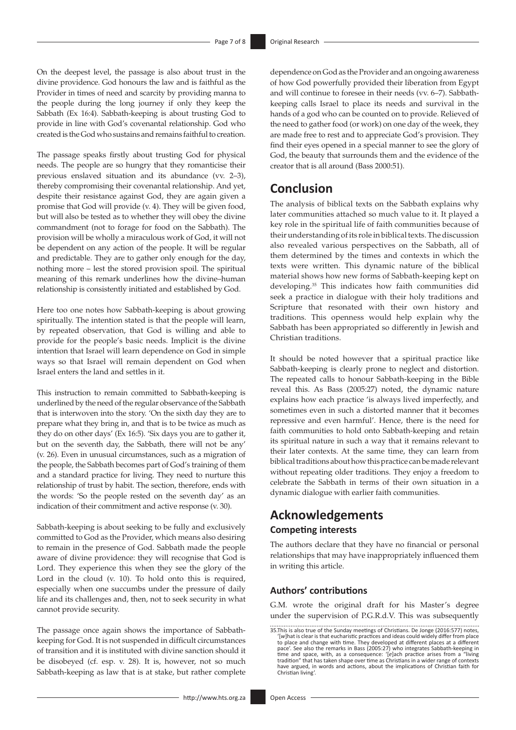On the deepest level, the passage is also about trust in the divine providence. God honours the law and is faithful as the Provider in times of need and scarcity by providing manna to the people during the long journey if only they keep the Sabbath (Ex 16:4). Sabbath-keeping is about trusting God to provide in line with God's covenantal relationship. God who created is the God who sustains and remains faithful to creation.

The passage speaks firstly about trusting God for physical needs. The people are so hungry that they romanticise their previous enslaved situation and its abundance (vv. 2–3), thereby compromising their covenantal relationship. And yet, despite their resistance against God, they are again given a promise that God will provide (v. 4). They will be given food, but will also be tested as to whether they will obey the divine commandment (not to forage for food on the Sabbath). The provision will be wholly a miraculous work of God, it will not be dependent on any action of the people. It will be regular and predictable. They are to gather only enough for the day, nothing more – lest the stored provision spoil. The spiritual meaning of this remark underlines how the divine–human relationship is consistently initiated and established by God.

Here too one notes how Sabbath-keeping is about growing spiritually. The intention stated is that the people will learn, by repeated observation, that God is willing and able to provide for the people's basic needs. Implicit is the divine intention that Israel will learn dependence on God in simple ways so that Israel will remain dependent on God when Israel enters the land and settles in it.

This instruction to remain committed to Sabbath-keeping is underlined by the need of the regular observance of the Sabbath that is interwoven into the story. 'On the sixth day they are to prepare what they bring in, and that is to be twice as much as they do on other days' (Ex 16:5). 'Six days you are to gather it, but on the seventh day, the Sabbath, there will not be any' (v. 26). Even in unusual circumstances, such as a migration of the people, the Sabbath becomes part of God's training of them and a standard practice for living. They need to nurture this relationship of trust by habit. The section, therefore, ends with the words: 'So the people rested on the seventh day' as an indication of their commitment and active response (v. 30).

Sabbath-keeping is about seeking to be fully and exclusively committed to God as the Provider, which means also desiring to remain in the presence of God. Sabbath made the people aware of divine providence: they will recognise that God is Lord. They experience this when they see the glory of the Lord in the cloud (v. 10). To hold onto this is required, especially when one succumbs under the pressure of daily life and its challenges and, then, not to seek security in what cannot provide security.

The passage once again shows the importance of Sabbath-keeping for God. It is not suspended in difficult circumstances of transition and it is instituted with divine sanction should it be disobeyed (cf. esp. v. 28). It is, however, not so much Sabbath-keeping as law that is at stake, but rather complete dependence on God as the Provider and an ongoing awareness of how God powerfully provided their liberation from Egypt and will continue to foresee in their needs (vv. 6–7). Sabbath-keeping calls Israel to place its needs and survival in the hands of a god who can be counted on to provide. Relieved of the need to gather food (or work) on one day of the week, they are made free to rest and to appreciate God's provision. They find their eyes opened in a special manner to see the glory of God, the beauty that surrounds them and the evidence of the creator that is all around (Bass 2000:51).

## Conclusion

The analysis of biblical texts on the Sabbath explains why later communities attached so much value to it. It played a key role in the spiritual life of faith communities because of their understanding of its role in biblical texts. The discussion also revealed various perspectives on the Sabbath, all of them determined by the times and contexts in which the texts were written. This dynamic nature of the biblical material shows how new forms of Sabbath-keeping kept on developing.[35] This indicates how faith communities did seek a practice in dialogue with their holy traditions and Scripture that resonated with their own history and traditions. This openness would help explain why the Sabbath has been appropriated so differently in Jewish and Christian traditions.

It should be noted however that a spiritual practice like Sabbath-keeping is clearly prone to neglect and distortion. The repeated calls to honour Sabbath-keeping in the Bible reveal this. As Bass (2005:27) noted, the dynamic nature explains how each practice 'is always lived imperfectly, and sometimes even in such a distorted manner that it becomes repressive and even harmful'. Hence, there is the need for faith communities to hold onto Sabbath-keeping and retain its spiritual nature in such a way that it remains relevant to their later contexts. At the same time, they can learn from biblical traditions about how this practice can be made relevant without repeating older traditions. They enjoy a freedom to celebrate the Sabbath in terms of their own situation in a dynamic dialogue with earlier faith communities.

## Acknowledgements

### Competing interests

The authors declare that they have no financial or personal relationships that may have inappropriately influenced them in writing this article.

### Authors' contributions

G.M. wrote the original draft for his Master's degree under the supervision of P.G.R.d.V. This was subsequently

35. This is also true of the Sunday meetings of Christians. De Jonge (2016:577) notes, '[w]hat is clear is that eucharistic practices and ideas could widely differ from place to place and change with time. They developed at different places at a different pace'. See also the remarks in Bass (2005:27) who integrates Sabbath-keeping in time and space, with, as a consequence: '[e]ach practice arises from a "living tradition" that has taken shape over time as Christians in a wider range of contexts have argued, in words and actions, about the implications of Christian faith for Christian living'.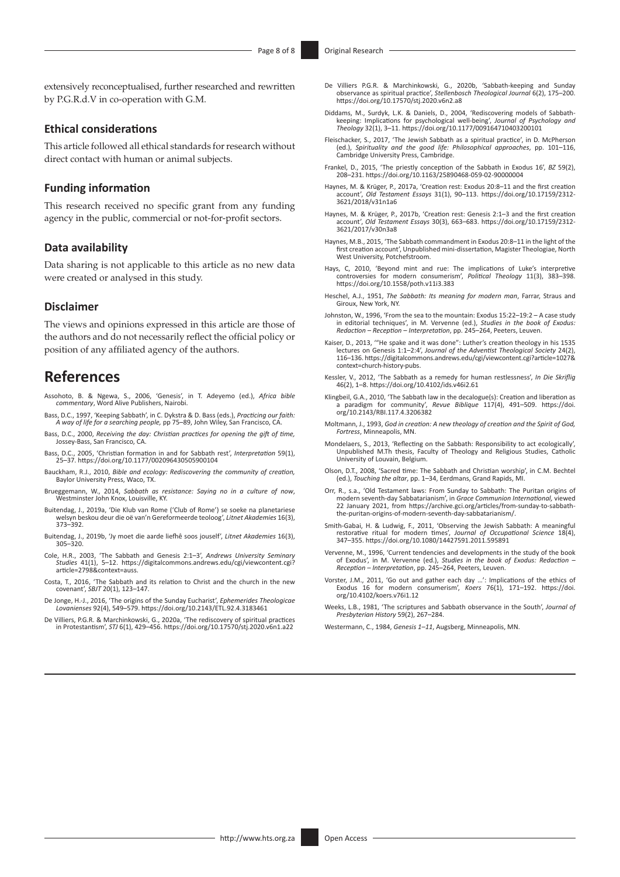extensively reconceptualised, further researched and rewritten by P.G.R.d.V in co-operation with G.M.

### Ethical considerations

This article followed all ethical standards for research without direct contact with human or animal subjects.

### Funding information

This research received no specific grant from any funding agency in the public, commercial or not-for-profit sectors.

### Data availability

Data sharing is not applicable to this article as no new data were created or analysed in this study.

### Disclaimer

The views and opinions expressed in this article are those of the authors and do not necessarily reflect the official policy or position of any affiliated agency of the authors.

## References

Assohoto, B. & Ngewa, S., 2006, 'Genesis', in T. Adeyemo (ed.), *Africa bible commentary*, Word Alive Publishers, Nairobi.

Bass, D.C., 1997, 'Keeping Sabbath', in C. Dykstra & D. Bass (eds.), *Practicing our faith: A way of life for a searching people,* pp 75–89, John Wiley, San Francisco, CA.

Bass, D.C., 2000, *Receiving the day: Christian practices for opening the gift of time,* Jossey-Bass, San Francisco, CA.

Bass, D.C., 2005, 'Christian formation in and for Sabbath rest', *Interpretation* 59(1), 25–37. https://doi.org/10.1177/002096430505900104

Bauckham, R.J., 2010, *Bible and ecology: Rediscovering the community of creation,* Baylor University Press, Waco, TX.

Brueggemann, W., 2014, *Sabbath as resistance: Saying no in a culture of now*, Westminster John Knox, Louisville, KY.

Buitendag, J., 2019a, 'Die Klub van Rome ('Club of Rome') se soeke na planetariese welsyn beskou deur die oë van'n Gereformeerde teoloog', *Litnet Akademies* 16(3), 373–392.

Buitendag, J., 2019b, 'Jy moet die aarde liefhê soos jouself', *Litnet Akademies* 16(3), 305–320.

Cole, H.R., 2003, 'The Sabbath and Genesis 2:1–3', *Andrews University Seminary Studies* 41(1), 5–12. https://digitalcommons.andrews.edu/cgi/viewcontent.cgi?article=2798&context=auss.

Costa, T., 2016, 'The Sabbath and its relation to Christ and the church in the new covenant', *SBJT* 20(1), 123–147.

De Jonge, H.-J., 2016, 'The origins of the Sunday Eucharist', *Ephemerides Theologicae Lovanienses* 92(4), 549–579. https://doi.org/10.2143/ETL.92.4.3183461

De Villiers, P.G.R. & Marchinkowski, G., 2020a, 'The rediscovery of spiritual practices in Protestantism', *STJ* 6(1), 429–456. https://doi.org/10.17570/stj.2020.v6n1.a22

De Villiers P.G.R. & Marchinkowski, G., 2020b, 'Sabbath-keeping and Sunday observance as spiritual practice', *Stellenbosch Theological Journal* 6(2), 175–200. https://doi.org/10.17570/stj.2020.v6n2.a8

Diddams, M., Surdyk, L.K. & Daniels, D., 2004, 'Rediscovering models of Sabbath-keeping: Implications for psychological well-being', *Journal of Psychology and Theology* 32(1), 3–11. https://doi.org/10.1177/009164710403200101

Fleischacker, S., 2017, 'The Jewish Sabbath as a spiritual practice', in D. McPherson (ed.), *Spirituality and the good life: Philosophical approaches*, pp. 101–116, Cambridge University Press, Cambridge.

Frankel, D., 2015, 'The priestly conception of the Sabbath in Exodus 16', *BZ* 59(2), 208–231. https://doi.org/10.1163/25890468-059-02-90000004

Haynes, M. & Krüger, P., 2017a, 'Creation rest: Exodus 20:8–11 and the first creation account', *Old Testament Essays* 31(1), 90–113. https://doi.org/10.17159/2312-3621/2018/v31n1a6

Haynes, M. & Krüger, P., 2017b, 'Creation rest: Genesis 2:1–3 and the first creation account', *Old Testament Essays* 30(3), 663–683. https://doi.org/10.17159/2312-3621/2017/v30n3a8

Haynes, M.B., 2015, 'The Sabbath commandment in Exodus 20:8–11 in the light of the first creation account', Unpublished mini-dissertation, Magister Theologiae, North West University, Potchefstroom.

Hays, C, 2010, 'Beyond mint and rue: The implications of Luke's interpretive controversies for modern consumerism', *Political Theology* 11(3), 383–398. https://doi.org/10.1558/poth.v11i3.383

Heschel, A.J., 1951, *The Sabbath: Its meaning for modern man*, Farrar, Straus and Giroux, New York, NY.

Johnston, W., 1996, 'From the sea to the mountain: Exodus 15:22–19:2 – A case study in editorial techniques', in M. Vervenne (ed.), *Studies in the book of Exodus: Redaction – Reception – Interpretation*, pp. 245–264, Peeters, Leuven.

Kaiser, D., 2013, '"He spake and it was done": Luther's creation theology in his 1535 lectures on Genesis 1:1–2:4', *Journal of the Adventist Theological Society* 24(2), 116–136. https://digitalcommons.andrews.edu/cgi/viewcontent.cgi?article=1027&context=church-history-pubs.

Kessler, V., 2012, 'The Sabbath as a remedy for human restlessness', *In Die Skriflig* 46(2), 1–8. https://doi.org/10.4102/ids.v46i2.61

Klingbeil, G.A., 2010, 'The Sabbath law in the decalogue(s): Creation and liberation as a paradigm for community', *Revue Biblique* 117(4), 491–509. https://doi.org/10.2143/RBI.117.4.3206382

Moltmann, J., 1993, *God in creation: A new theology of creation and the Spirit of God, Fortress*, Minneapolis, MN.

Mondelaers, S., 2013, 'Reflecting on the Sabbath: Responsibility to act ecologically', Unpublished M.Th thesis, Faculty of Theology and Religious Studies, Catholic University of Louvain, Belgium.

Olson, D.T., 2008, 'Sacred time: The Sabbath and Christian worship', in C.M. Bechtel (ed.), *Touching the altar*, pp. 1–34, Eerdmans, Grand Rapids, MI.

Orr, R., s.a., 'Old Testament laws: From Sunday to Sabbath: The Puritan origins of modern seventh-day Sabbatarianism', in *Grace Communion International,* viewed 22 January 2021, from https://archive.gci.org/articles/from-sunday-to-sabbath-the-puritan-origins-of-modern-seventh-day-sabbatarianism/.

Smith-Gabai, H. & Ludwig, F., 2011, 'Observing the Jewish Sabbath: A meaningful restorative ritual for modern times', *Journal of Occupational Science* 18(4), 347–355. https://doi.org/10.1080/14427591.2011.595891

Vervenne, M., 1996, 'Current tendencies and developments in the study of the book of Exodus', in M. Vervenne (ed.), *Studies in the book of Exodus: Redaction – Reception – Interpretation*, pp. 245–264, Peeters, Leuven.

Vorster, J.M., 2011, 'Go out and gather each day …': Implications of the ethics of Exodus 16 for modern consumerism', *Koers* 76(1), 171–192. https://doi.org/10.4102/koers.v76i1.12

Weeks, L.B., 1981, 'The scriptures and Sabbath observance in the South', *Journal of Presbyterian History* 59(2), 267–284.

Westermann, C., 1984, *Genesis 1–11*, Augsberg, Minneapolis, MN.